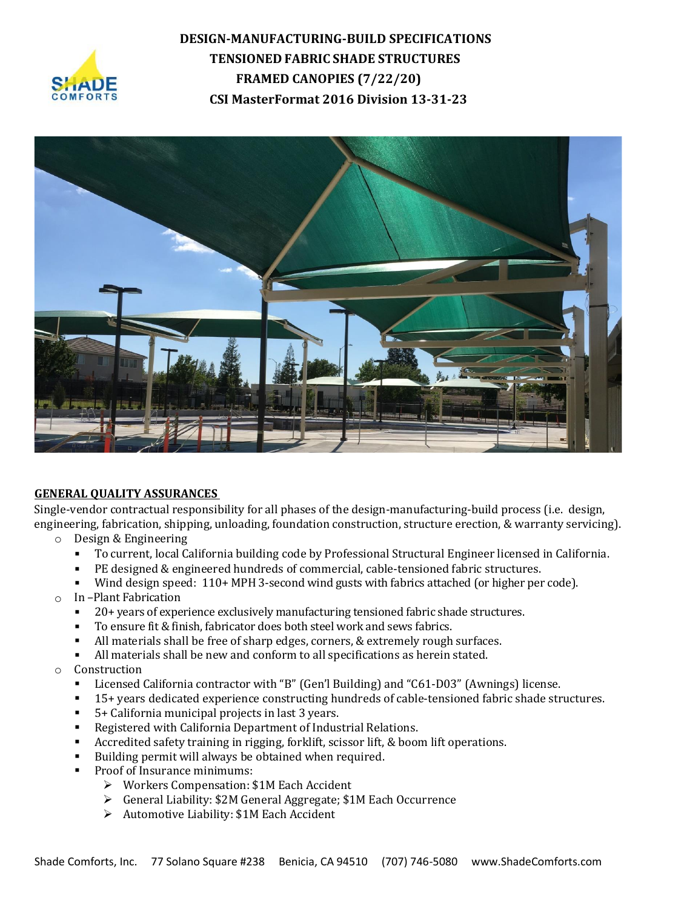# DESIGN-MANUFACTURING-BUILD SPECIFICATIONS
# TENSIONED FABRIC SHADE STRUCTURES
# FRAMED CANOPIES (7/22/20)
# CSI MasterFormat 2016 Division 13-31-23

## GENERAL QUALITY ASSURANCES

Single-vendor contractual responsibility for all phases of the design-manufacturing-build process (i.e. design, engineering, fabrication, shipping, unloading, foundation construction, structure erection, & warranty servicing).

- Design & Engineering
  - To current, local California building code by Professional Structural Engineer licensed in California.
  - PE designed & engineered hundreds of commercial, cable-tensioned fabric structures.
  - Wind design speed: 110+ MPH 3-second wind gusts with fabrics attached (or higher per code).
- In –Plant Fabrication
  - 20+ years of experience exclusively manufacturing tensioned fabric shade structures.
  - To ensure fit & finish, fabricator does both steel work and sews fabrics.
  - All materials shall be free of sharp edges, corners, & extremely rough surfaces.
  - All materials shall be new and conform to all specifications as herein stated.
- Construction
  - Licensed California contractor with "B" (Gen'l Building) and "C61-D03" (Awnings) license.
  - 15+ years dedicated experience constructing hundreds of cable-tensioned fabric shade structures.
  - 5+ California municipal projects in last 3 years.
  - Registered with California Department of Industrial Relations.
  - Accredited safety training in rigging, forklift, scissor lift, & boom lift operations.
  - Building permit will always be obtained when required.
  - Proof of Insurance minimums:
    - Workers Compensation: $1M Each Accident
    - General Liability: $2M General Aggregate; $1M Each Occurrence
    - Automotive Liability: $1M Each Accident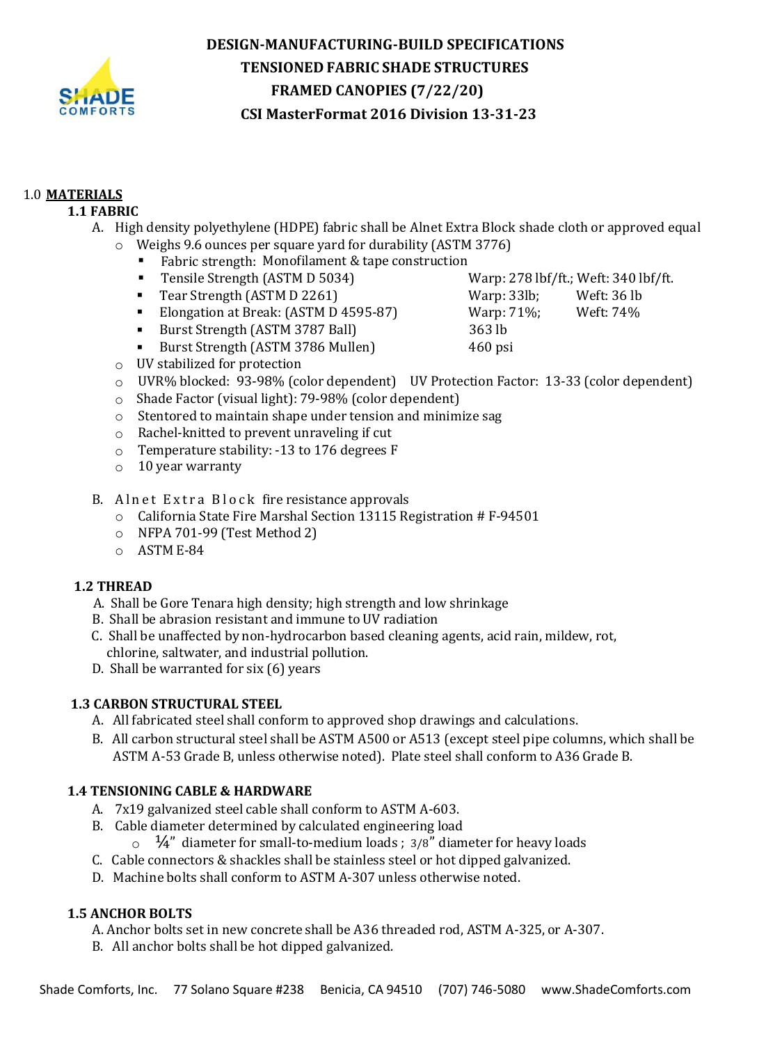# DESIGN-MANUFACTURING-BUILD SPECIFICATIONS
# TENSIONED FABRIC SHADE STRUCTURES
# FRAMED CANOPIES (7/22/20)
# CSI MasterFormat 2016 Division 13-31-23

## 1.0 MATERIALS

### 1.1 FABRIC

A. High density polyethylene (HDPE) fabric shall be Alnet Extra Block shade cloth or approved equal

- Weighs 9.6 ounces per square yard for durability (ASTM 3776)
  - Fabric strength: Monofilament & tape construction
  - Tensile Strength (ASTM D 5034) — Warp: 278 lbf/ft.; Weft: 340 lbf/ft.
  - Tear Strength (ASTM D 2261) — Warp: 33lb; Weft: 36 lb
  - Elongation at Break: (ASTM D 4595-87) — Warp: 71%; Weft: 74%
  - Burst Strength (ASTM 3787 Ball) — 363 lb
  - Burst Strength (ASTM 3786 Mullen) — 460 psi
- UV stabilized for protection
- UVR% blocked: 93-98% (color dependent) UV Protection Factor: 13-33 (color dependent)
- Shade Factor (visual light): 79-98% (color dependent)
- Stentored to maintain shape under tension and minimize sag
- Rachel-knitted to prevent unraveling if cut
- Temperature stability: -13 to 176 degrees F
- 10 year warranty

B. Alnet Extra Block fire resistance approvals

- California State Fire Marshal Section 13115 Registration # F-94501
- NFPA 701-99 (Test Method 2)
- ASTM E-84

### 1.2 THREAD

A. Shall be Gore Tenara high density; high strength and low shrinkage

B. Shall be abrasion resistant and immune to UV radiation

C. Shall be unaffected by non-hydrocarbon based cleaning agents, acid rain, mildew, rot, chlorine, saltwater, and industrial pollution.

D. Shall be warranted for six (6) years

### 1.3 CARBON STRUCTURAL STEEL

A. All fabricated steel shall conform to approved shop drawings and calculations.

B. All carbon structural steel shall be ASTM A500 or A513 (except steel pipe columns, which shall be ASTM A-53 Grade B, unless otherwise noted). Plate steel shall conform to A36 Grade B.

### 1.4 TENSIONING CABLE & HARDWARE

A. 7x19 galvanized steel cable shall conform to ASTM A-603.

B. Cable diameter determined by calculated engineering load

- ¼" diameter for small-to-medium loads ; 3/8" diameter for heavy loads

C. Cable connectors & shackles shall be stainless steel or hot dipped galvanized.

D. Machine bolts shall conform to ASTM A-307 unless otherwise noted.

### 1.5 ANCHOR BOLTS

A. Anchor bolts set in new concrete shall be A36 threaded rod, ASTM A-325, or A-307.

B. All anchor bolts shall be hot dipped galvanized.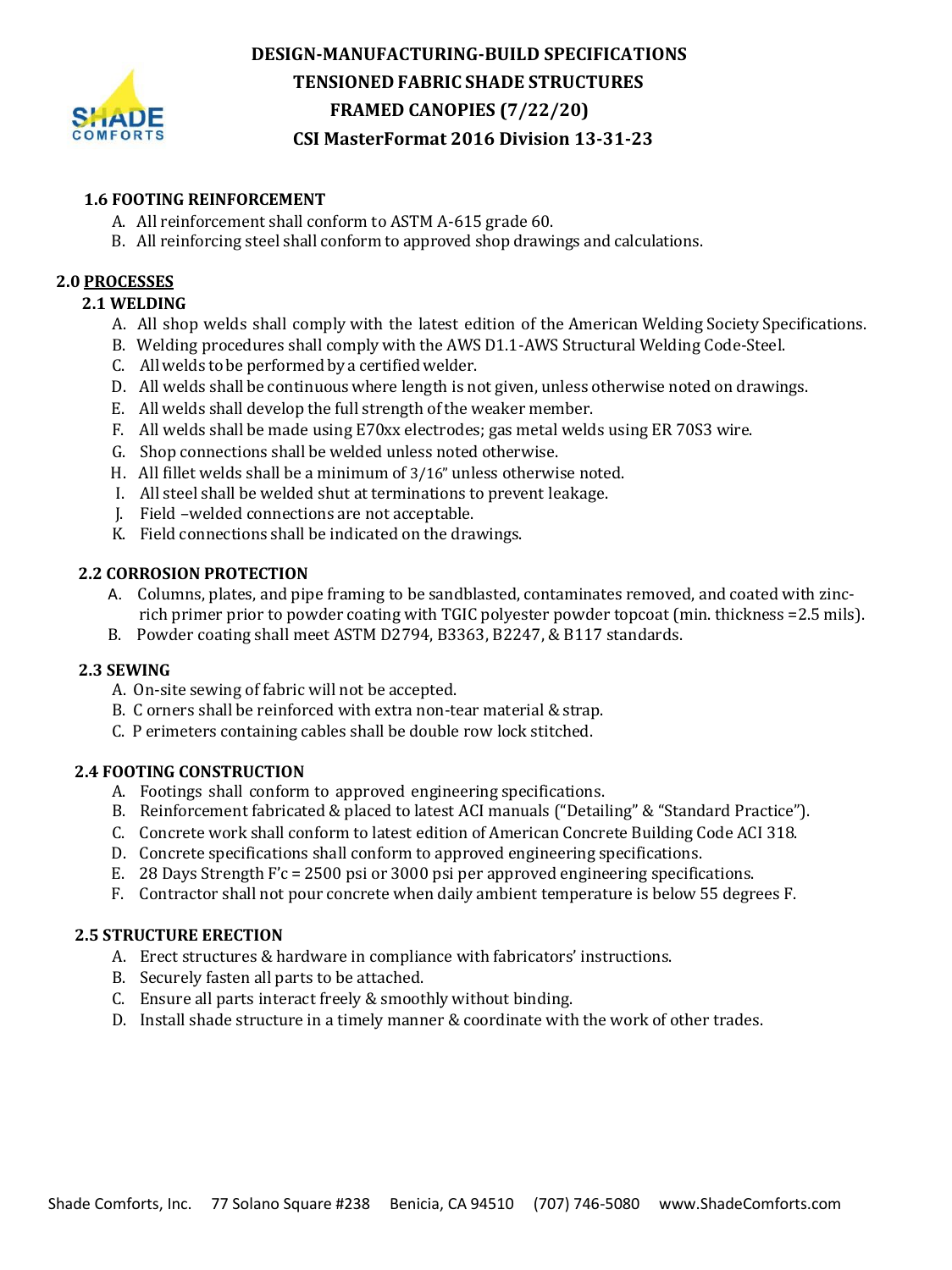# DESIGN-MANUFACTURING-BUILD SPECIFICATIONS
# TENSIONED FABRIC SHADE STRUCTURES
# FRAMED CANOPIES (7/22/20)
# CSI MasterFormat 2016 Division 13-31-23

### 1.6 FOOTING REINFORCEMENT

A. All reinforcement shall conform to ASTM A-615 grade 60.
B. All reinforcing steel shall conform to approved shop drawings and calculations.

## 2.0 PROCESSES

### 2.1 WELDING

A. All shop welds shall comply with the latest edition of the American Welding Society Specifications.
B. Welding procedures shall comply with the AWS D1.1-AWS Structural Welding Code-Steel.
C. All welds to be performed by a certified welder.
D. All welds shall be continuous where length is not given, unless otherwise noted on drawings.
E. All welds shall develop the full strength of the weaker member.
F. All welds shall be made using E70xx electrodes; gas metal welds using ER 70S3 wire.
G. Shop connections shall be welded unless noted otherwise.
H. All fillet welds shall be a minimum of 3/16" unless otherwise noted.
I. All steel shall be welded shut at terminations to prevent leakage.
J. Field –welded connections are not acceptable.
K. Field connections shall be indicated on the drawings.

### 2.2 CORROSION PROTECTION

A. Columns, plates, and pipe framing to be sandblasted, contaminates removed, and coated with zinc-rich primer prior to powder coating with TGIC polyester powder topcoat (min. thickness =2.5 mils).
B. Powder coating shall meet ASTM D2794, B3363, B2247, & B117 standards.

### 2.3 SEWING

A. On-site sewing of fabric will not be accepted.
B. Corners shall be reinforced with extra non-tear material & strap.
C. Perimeters containing cables shall be double row lock stitched.

### 2.4 FOOTING CONSTRUCTION

A. Footings shall conform to approved engineering specifications.
B. Reinforcement fabricated & placed to latest ACI manuals ("Detailing" & "Standard Practice").
C. Concrete work shall conform to latest edition of American Concrete Building Code ACI 318.
D. Concrete specifications shall conform to approved engineering specifications.
E. 28 Days Strength F'c = 2500 psi or 3000 psi per approved engineering specifications.
F. Contractor shall not pour concrete when daily ambient temperature is below 55 degrees F.

### 2.5 STRUCTURE ERECTION

A. Erect structures & hardware in compliance with fabricators' instructions.
B. Securely fasten all parts to be attached.
C. Ensure all parts interact freely & smoothly without binding.
D. Install shade structure in a timely manner & coordinate with the work of other trades.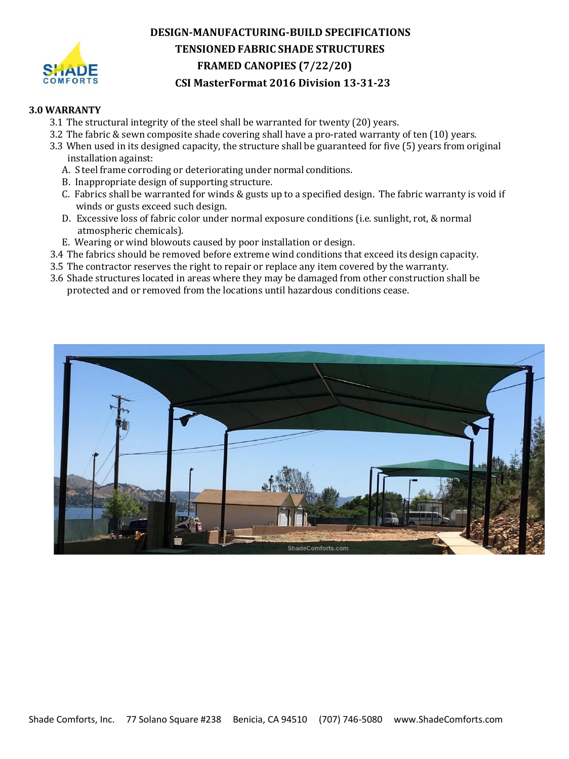**DESIGN-MANUFACTURING-BUILD SPECIFICATIONS**
**TENSIONED FABRIC SHADE STRUCTURES**
**FRAMED CANOPIES (7/22/20)**
**CSI MasterFormat 2016 Division 13-31-23**

### 3.0 WARRANTY

3.1 The structural integrity of the steel shall be warranted for twenty (20) years.

3.2 The fabric & sewn composite shade covering shall have a pro-rated warranty of ten (10) years.

3.3 When used in its designed capacity, the structure shall be guaranteed for five (5) years from original installation against:

A. S teel frame corroding or deteriorating under normal conditions.

B. Inappropriate design of supporting structure.

C. Fabrics shall be warranted for winds & gusts up to a specified design. The fabric warranty is void if winds or gusts exceed such design.

D. Excessive loss of fabric color under normal exposure conditions (i.e. sunlight, rot, & normal atmospheric chemicals).

E. Wearing or wind blowouts caused by poor installation or design.

3.4 The fabrics should be removed before extreme wind conditions that exceed its design capacity.

3.5 The contractor reserves the right to repair or replace any item covered by the warranty.

3.6 Shade structures located in areas where they may be damaged from other construction shall be protected and or removed from the locations until hazardous conditions cease.